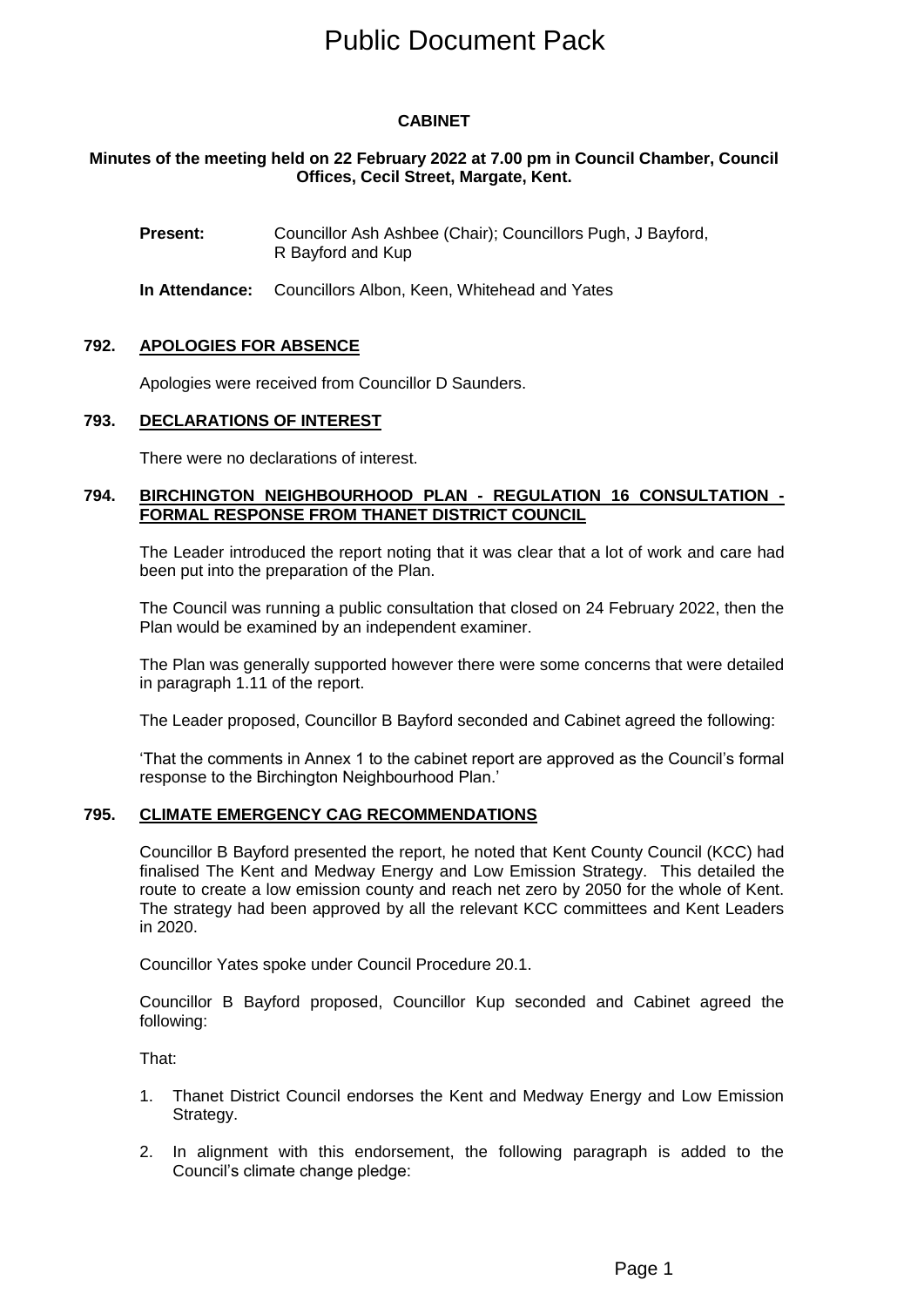# Public Document Pack

## CABINET

**Minutes of the meeting held on 22 February 2022 at 7.00 pm in Council Chamber, Council Offices, Cecil Street, Margate, Kent.**

**Present:** Councillor Ash Ashbee (Chair); Councillors Pugh, J Bayford, R Bayford and Kup

**In Attendance:** Councillors Albon, Keen, Whitehead and Yates

### 792. APOLOGIES FOR ABSENCE

Apologies were received from Councillor D Saunders.

### 793. DECLARATIONS OF INTEREST

There were no declarations of interest.

### 794. BIRCHINGTON NEIGHBOURHOOD PLAN - REGULATION 16 CONSULTATION - FORMAL RESPONSE FROM THANET DISTRICT COUNCIL

The Leader introduced the report noting that it was clear that a lot of work and care had been put into the preparation of the Plan.

The Council was running a public consultation that closed on 24 February 2022, then the Plan would be examined by an independent examiner.

The Plan was generally supported however there were some concerns that were detailed in paragraph 1.11 of the report.

The Leader proposed, Councillor B Bayford seconded and Cabinet agreed the following:

'That the comments in Annex 1 to the cabinet report are approved as the Council's formal response to the Birchington Neighbourhood Plan.'

### 795. CLIMATE EMERGENCY CAG RECOMMENDATIONS

Councillor B Bayford presented the report, he noted that Kent County Council (KCC) had finalised The Kent and Medway Energy and Low Emission Strategy. This detailed the route to create a low emission county and reach net zero by 2050 for the whole of Kent. The strategy had been approved by all the relevant KCC committees and Kent Leaders in 2020.

Councillor Yates spoke under Council Procedure 20.1.

Councillor B Bayford proposed, Councillor Kup seconded and Cabinet agreed the following:

That:

1. Thanet District Council endorses the Kent and Medway Energy and Low Emission Strategy.
2. In alignment with this endorsement, the following paragraph is added to the Council's climate change pledge: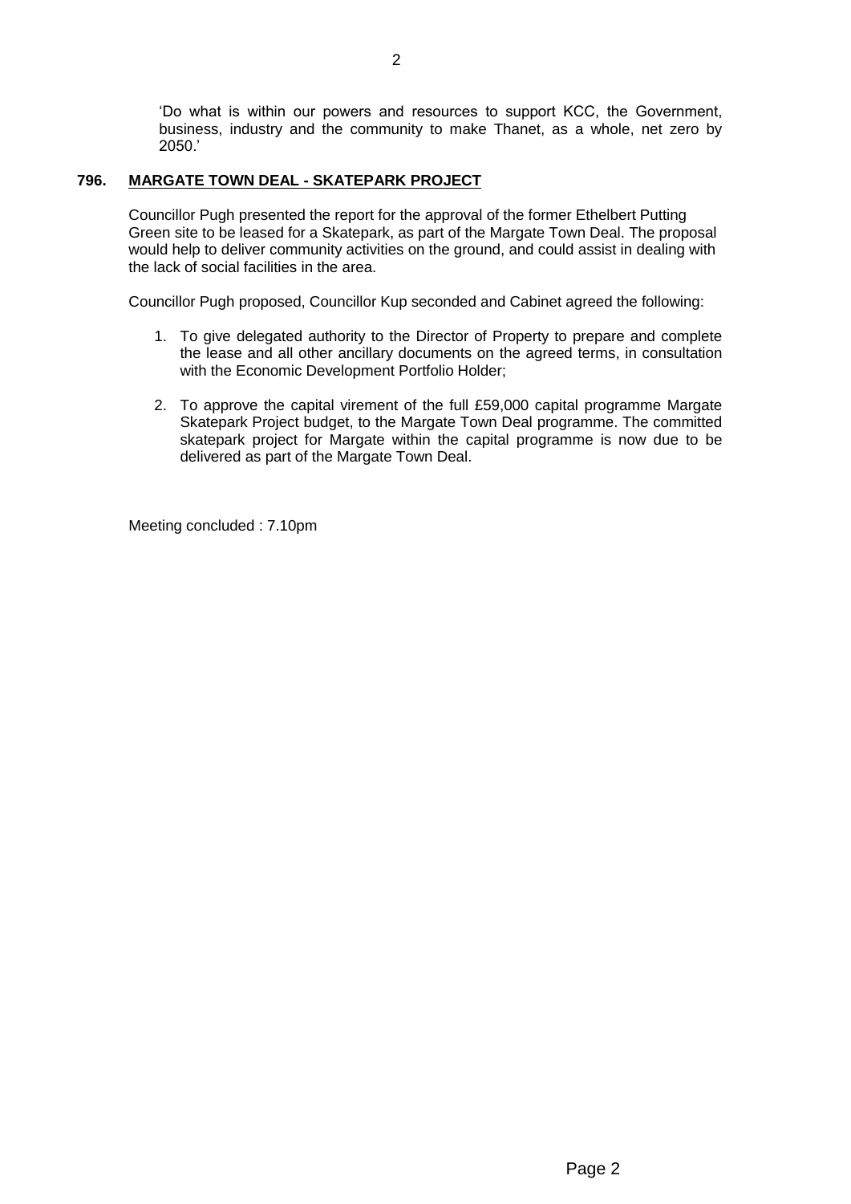'Do what is within our powers and resources to support KCC, the Government, business, industry and the community to make Thanet, as a whole, net zero by 2050.'

**796. MARGATE TOWN DEAL - SKATEPARK PROJECT**

Councillor Pugh presented the report for the approval of the former Ethelbert Putting Green site to be leased for a Skatepark, as part of the Margate Town Deal. The proposal would help to deliver community activities on the ground, and could assist in dealing with the lack of social facilities in the area.

Councillor Pugh proposed, Councillor Kup seconded and Cabinet agreed the following:

1. To give delegated authority to the Director of Property to prepare and complete the lease and all other ancillary documents on the agreed terms, in consultation with the Economic Development Portfolio Holder;

2. To approve the capital virement of the full £59,000 capital programme Margate Skatepark Project budget, to the Margate Town Deal programme. The committed skatepark project for Margate within the capital programme is now due to be delivered as part of the Margate Town Deal.

Meeting concluded : 7.10pm